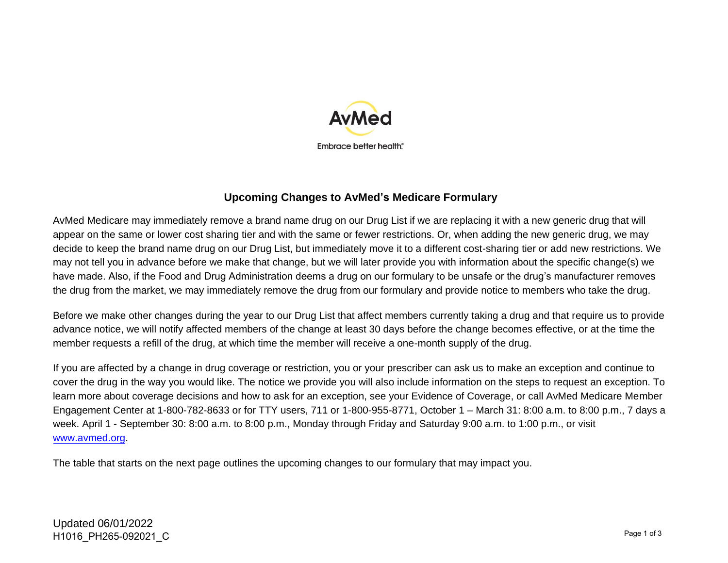AvMed

Embrace better health.®

# Upcoming Changes to AvMed's Medicare Formulary

AvMed Medicare may immediately remove a brand name drug on our Drug List if we are replacing it with a new generic drug that will appear on the same or lower cost sharing tier and with the same or fewer restrictions. Or, when adding the new generic drug, we may decide to keep the brand name drug on our Drug List, but immediately move it to a different cost-sharing tier or add new restrictions. We may not tell you in advance before we make that change, but we will later provide you with information about the specific change(s) we have made. Also, if the Food and Drug Administration deems a drug on our formulary to be unsafe or the drug's manufacturer removes the drug from the market, we may immediately remove the drug from our formulary and provide notice to members who take the drug.

Before we make other changes during the year to our Drug List that affect members currently taking a drug and that require us to provide advance notice, we will notify affected members of the change at least 30 days before the change becomes effective, or at the time the member requests a refill of the drug, at which time the member will receive a one-month supply of the drug.

If you are affected by a change in drug coverage or restriction, you or your prescriber can ask us to make an exception and continue to cover the drug in the way you would like. The notice we provide you will also include information on the steps to request an exception. To learn more about coverage decisions and how to ask for an exception, see your Evidence of Coverage, or call AvMed Medicare Member Engagement Center at 1-800-782-8633 or for TTY users, 711 or 1-800-955-8771, October 1 – March 31: 8:00 a.m. to 8:00 p.m., 7 days a week. April 1 - September 30: 8:00 a.m. to 8:00 p.m., Monday through Friday and Saturday 9:00 a.m. to 1:00 p.m., or visit www.avmed.org.

The table that starts on the next page outlines the upcoming changes to our formulary that may impact you.

Updated 06/01/2022
H1016_PH265-092021_C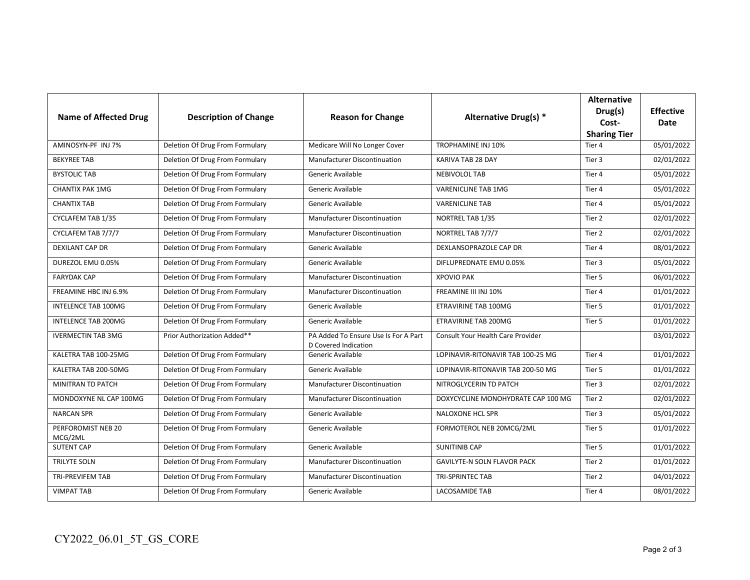| Name of Affected Drug | Description of Change | Reason for Change | Alternative Drug(s) * | Alternative Drug(s) Cost-Sharing Tier | Effective Date |
|---|---|---|---|---|---|
| AMINOSYN-PF INJ 7% | Deletion Of Drug From Formulary | Medicare Will No Longer Cover | TROPHAMINE INJ 10% | Tier 4 | 05/01/2022 |
| BEKYREE TAB | Deletion Of Drug From Formulary | Manufacturer Discontinuation | KARIVA TAB 28 DAY | Tier 3 | 02/01/2022 |
| BYSTOLIC TAB | Deletion Of Drug From Formulary | Generic Available | NEBIVOLOL TAB | Tier 4 | 05/01/2022 |
| CHANTIX PAK 1MG | Deletion Of Drug From Formulary | Generic Available | VARENICLINE TAB 1MG | Tier 4 | 05/01/2022 |
| CHANTIX TAB | Deletion Of Drug From Formulary | Generic Available | VARENICLINE TAB | Tier 4 | 05/01/2022 |
| CYCLAFEM TAB 1/35 | Deletion Of Drug From Formulary | Manufacturer Discontinuation | NORTREL TAB 1/35 | Tier 2 | 02/01/2022 |
| CYCLAFEM TAB 7/7/7 | Deletion Of Drug From Formulary | Manufacturer Discontinuation | NORTREL TAB 7/7/7 | Tier 2 | 02/01/2022 |
| DEXILANT CAP DR | Deletion Of Drug From Formulary | Generic Available | DEXLANSOPRAZOLE CAP DR | Tier 4 | 08/01/2022 |
| DUREZOL EMU 0.05% | Deletion Of Drug From Formulary | Generic Available | DIFLUPREDNATE EMU 0.05% | Tier 3 | 05/01/2022 |
| FARYDAK CAP | Deletion Of Drug From Formulary | Manufacturer Discontinuation | XPOVIO PAK | Tier 5 | 06/01/2022 |
| FREAMINE HBC INJ 6.9% | Deletion Of Drug From Formulary | Manufacturer Discontinuation | FREAMINE III INJ 10% | Tier 4 | 01/01/2022 |
| INTELENCE TAB 100MG | Deletion Of Drug From Formulary | Generic Available | ETRAVIRINE TAB 100MG | Tier 5 | 01/01/2022 |
| INTELENCE TAB 200MG | Deletion Of Drug From Formulary | Generic Available | ETRAVIRINE TAB 200MG | Tier 5 | 01/01/2022 |
| IVERMECTIN TAB 3MG | Prior Authorization Added** | PA Added To Ensure Use Is For A Part D Covered Indication | Consult Your Health Care Provider | | 03/01/2022 |
| KALETRA TAB 100-25MG | Deletion Of Drug From Formulary | Generic Available | LOPINAVIR-RITONAVIR TAB 100-25 MG | Tier 4 | 01/01/2022 |
| KALETRA TAB 200-50MG | Deletion Of Drug From Formulary | Generic Available | LOPINAVIR-RITONAVIR TAB 200-50 MG | Tier 5 | 01/01/2022 |
| MINITRAN TD PATCH | Deletion Of Drug From Formulary | Manufacturer Discontinuation | NITROGLYCERIN TD PATCH | Tier 3 | 02/01/2022 |
| MONDOXYNE NL CAP 100MG | Deletion Of Drug From Formulary | Manufacturer Discontinuation | DOXYCYCLINE MONOHYDRATE CAP 100 MG | Tier 2 | 02/01/2022 |
| NARCAN SPR | Deletion Of Drug From Formulary | Generic Available | NALOXONE HCL SPR | Tier 3 | 05/01/2022 |
| PERFOROMIST NEB 20 MCG/2ML | Deletion Of Drug From Formulary | Generic Available | FORMOTEROL NEB 20MCG/2ML | Tier 5 | 01/01/2022 |
| SUTENT CAP | Deletion Of Drug From Formulary | Generic Available | SUNITINIB CAP | Tier 5 | 01/01/2022 |
| TRILYTE SOLN | Deletion Of Drug From Formulary | Manufacturer Discontinuation | GAVILYTE-N SOLN FLAVOR PACK | Tier 2 | 01/01/2022 |
| TRI-PREVIFEM TAB | Deletion Of Drug From Formulary | Manufacturer Discontinuation | TRI-SPRINTEC TAB | Tier 2 | 04/01/2022 |
| VIMPAT TAB | Deletion Of Drug From Formulary | Generic Available | LACOSAMIDE TAB | Tier 4 | 08/01/2022 |

CY2022_06.01_5T_GS_CORE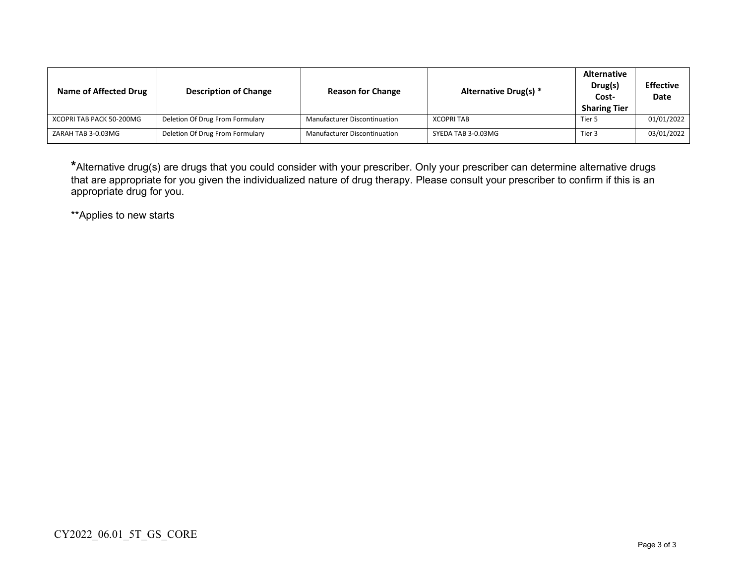| Name of Affected Drug | Description of Change | Reason for Change | Alternative Drug(s) * | Alternative Drug(s) Cost-Sharing Tier | Effective Date |
|---|---|---|---|---|---|
| XCOPRI TAB PACK 50-200MG | Deletion Of Drug From Formulary | Manufacturer Discontinuation | XCOPRI TAB | Tier 5 | 01/01/2022 |
| ZARAH TAB 3-0.03MG | Deletion Of Drug From Formulary | Manufacturer Discontinuation | SYEDA TAB 3-0.03MG | Tier 3 | 03/01/2022 |

*Alternative drug(s) are drugs that you could consider with your prescriber. Only your prescriber can determine alternative drugs that are appropriate for you given the individualized nature of drug therapy. Please consult your prescriber to confirm if this is an appropriate drug for you.

**Applies to new starts

CY2022_06.01_5T_GS_CORE